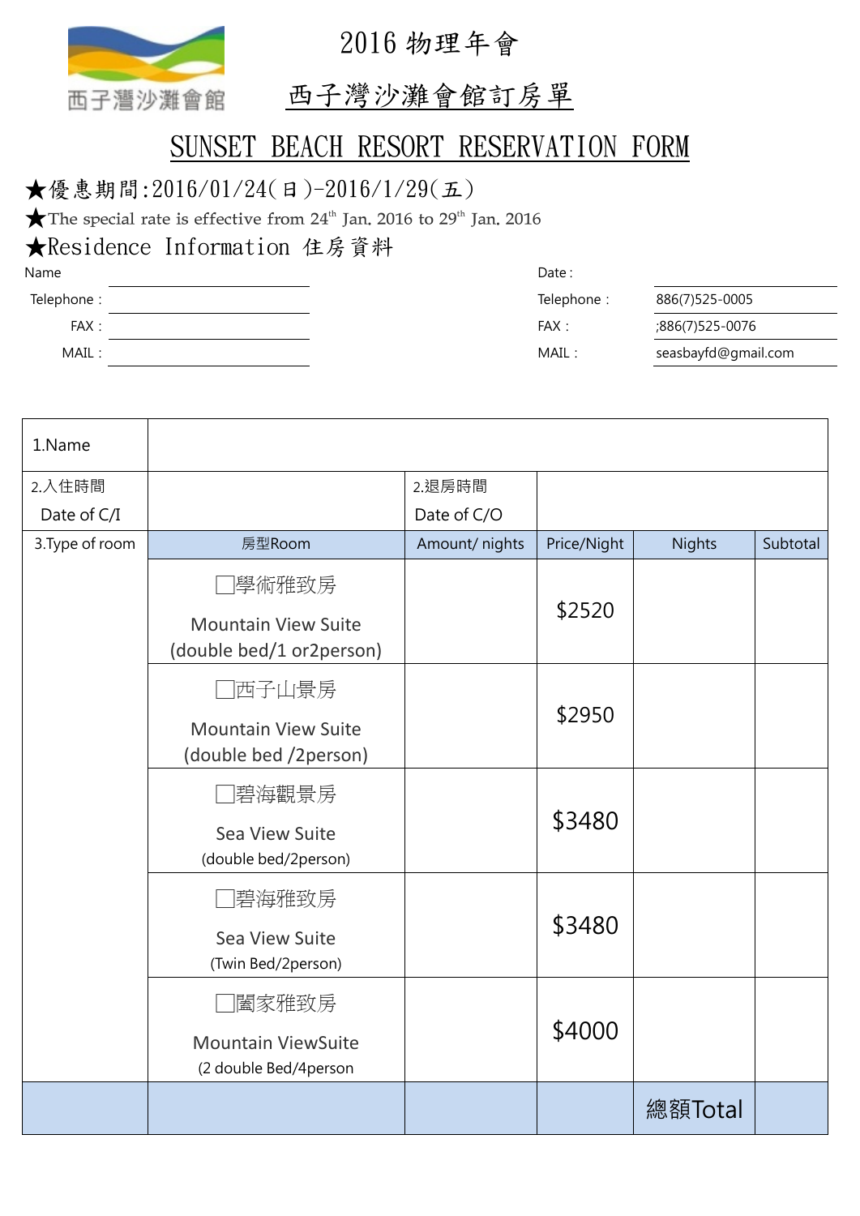西子灣沙灘會館

# 2016 物理年會

## 西子灣沙灘會館訂房單

## SUNSET BEACH RESORT RESERVATION FORM

★優惠期間:2016/01/24(日)-2016/1/29(五)

★The special rate is effective from 24th Jan. 2016 to 29th Jan. 2016

★Residence Information 住房資料

| | | | |
|---|---|---|---|
| Name | | Date : | |
| Telephone : | | Telephone : | 886(7)525-0005 |
| FAX : | | FAX : | ;886(7)525-0076 |
| MAIL : | | MAIL : | seasbayfd@gmail.com |

| 1.Name | | | | | |
|---|---|---|---|---|---|
| 2.入住時間 Date of C/I | | 2.退房時間 Date of C/O | | | |
| 3.Type of room | 房型Room | Amount/ nights | Price/Night | Nights | Subtotal |
| | □學術雅致房 Mountain View Suite (double bed/1 or2person) | | $2520 | | |
| | □西子山景房 Mountain View Suite (double bed /2person) | | $2950 | | |
| | □碧海觀景房 Sea View Suite (double bed/2person) | | $3480 | | |
| | □碧海雅致房 Sea View Suite (Twin Bed/2person) | | $3480 | | |
| | □闔家雅致房 Mountain ViewSuite (2 double Bed/4person | | $4000 | | |
| | | | | 總額Total | |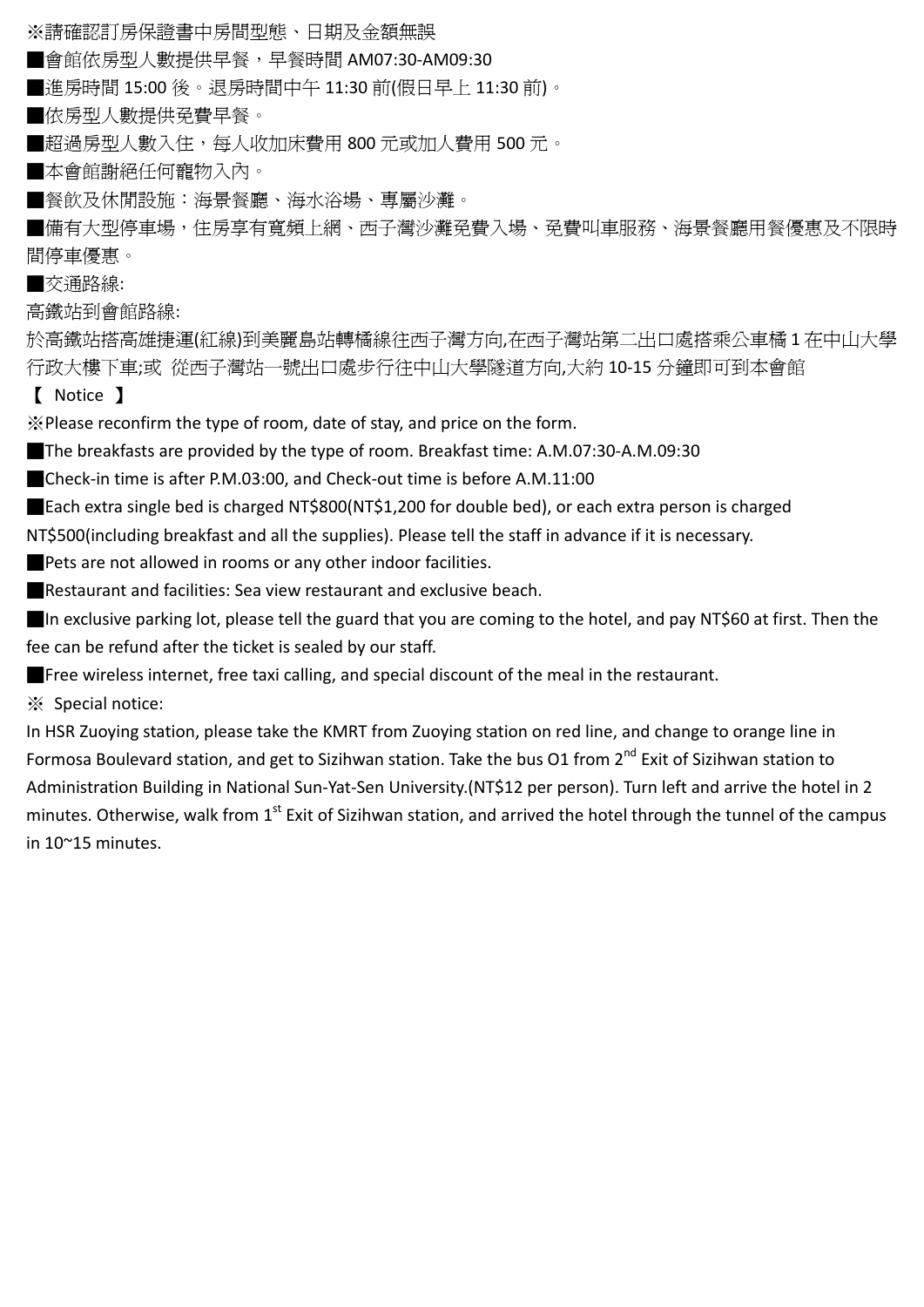※請確認訂房保證書中房間型態、日期及金額無誤

■會館依房型人數提供早餐，早餐時間 AM07:30-AM09:30

■進房時間 15:00 後。退房時間中午 11:30 前(假日早上 11:30 前)。

■依房型人數提供免費早餐。

■超過房型人數入住，每人收加床費用 800 元或加人費用 500 元。

■本會館謝絕任何寵物入內。

■餐飲及休閒設施：海景餐廳、海水浴場、專屬沙灘。

■備有大型停車場，住房享有寬頻上網、西子灣沙灘免費入場、免費叫車服務、海景餐廳用餐優惠及不限時間停車優惠。

■交通路線:

高鐵站到會館路線:

於高鐵站搭高雄捷運(紅線)到美麗島站轉橘線往西子灣方向,在西子灣站第二出口處搭乘公車橘 1 在中山大學行政大樓下車;或 從西子灣站一號出口處步行往中山大學隧道方向,大約 10-15 分鐘即可到本會館

【 Notice 】

※Please reconfirm the type of room, date of stay, and price on the form.

■The breakfasts are provided by the type of room. Breakfast time: A.M.07:30-A.M.09:30

■Check-in time is after P.M.03:00, and Check-out time is before A.M.11:00

■Each extra single bed is charged NT$800(NT$1,200 for double bed), or each extra person is charged NT$500(including breakfast and all the supplies). Please tell the staff in advance if it is necessary.

■Pets are not allowed in rooms or any other indoor facilities.

■Restaurant and facilities: Sea view restaurant and exclusive beach.

■In exclusive parking lot, please tell the guard that you are coming to the hotel, and pay NT$60 at first. Then the fee can be refund after the ticket is sealed by our staff.

■Free wireless internet, free taxi calling, and special discount of the meal in the restaurant.

※ Special notice:

In HSR Zuoying station, please take the KMRT from Zuoying station on red line, and change to orange line in Formosa Boulevard station, and get to Sizihwan station. Take the bus O1 from 2nd Exit of Sizihwan station to Administration Building in National Sun-Yat-Sen University.(NT$12 per person). Turn left and arrive the hotel in 2 minutes. Otherwise, walk from 1st Exit of Sizihwan station, and arrived the hotel through the tunnel of the campus in 10~15 minutes.